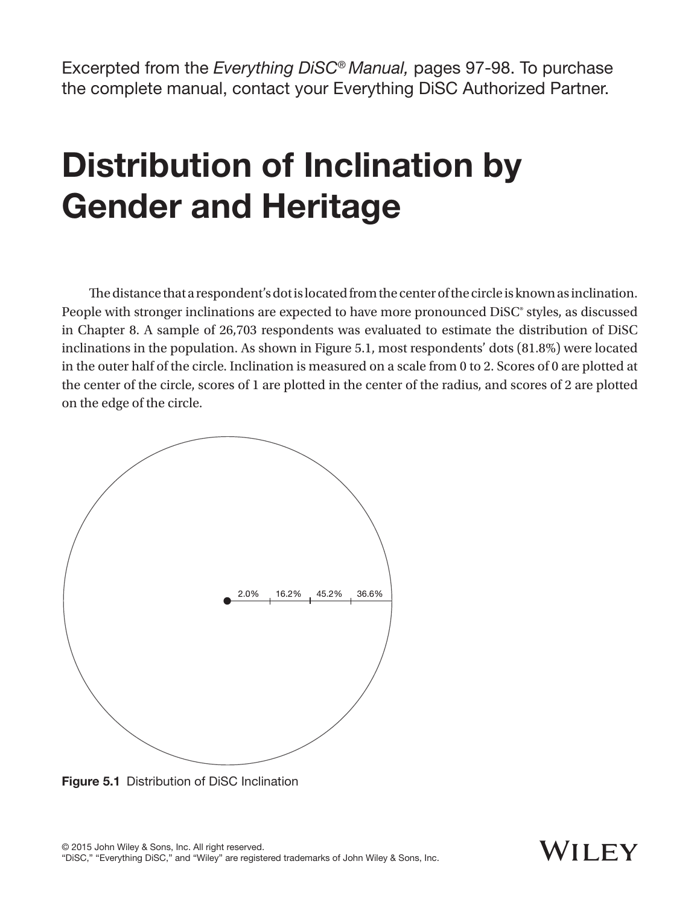Excerpted from the *Everything DiSC® Manual,* pages 97-98. To purchase the complete manual, contact your Everything DiSC Authorized Partner.

# Distribution of Inclination by Gender and Heritage

The distance that a respondent's dot is located from the center of the circle is known as inclination. People with stronger inclinations are expected to have more pronounced DiSC® styles, as discussed in Chapter 8. A sample of 26,703 respondents was evaluated to estimate the distribution of DiSC inclinations in the population. As shown in Figure 5.1, most respondents' dots (81.8%) were located in the outer half of the circle. Inclination is measured on a scale from 0 to 2. Scores of 0 are plotted at the center of the circle, scores of 1 are plotted in the center of the radius, and scores of 2 are plotted on the edge of the circle.

2.0% 16.2% 45.2% 36.6%

**Figure 5.1** Distribution of DiSC Inclination

© 2015 John Wiley & Sons, Inc. All right reserved.
"DiSC," "Everything DiSC," and "Wiley" are registered trademarks of John Wiley & Sons, Inc.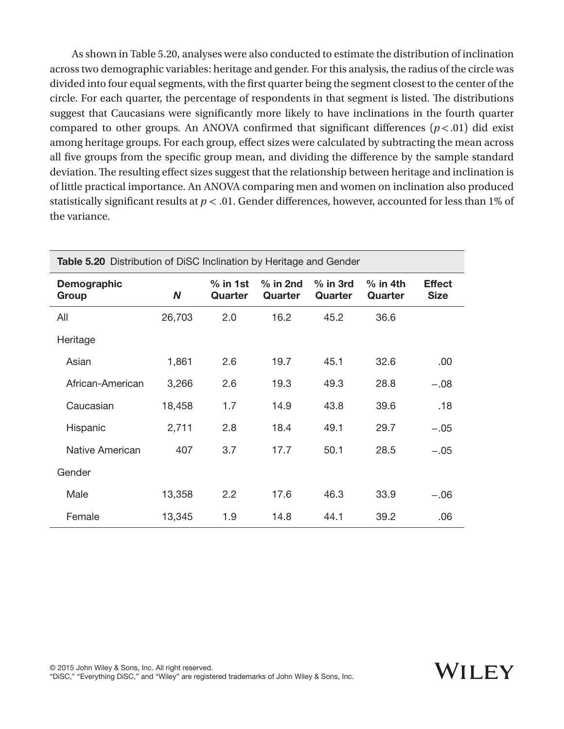As shown in Table 5.20, analyses were also conducted to estimate the distribution of inclination across two demographic variables: heritage and gender. For this analysis, the radius of the circle was divided into four equal segments, with the first quarter being the segment closest to the center of the circle. For each quarter, the percentage of respondents in that segment is listed. The distributions suggest that Caucasians were significantly more likely to have inclinations in the fourth quarter compared to other groups. An ANOVA confirmed that significant differences ($p < .01$) did exist among heritage groups. For each group, effect sizes were calculated by subtracting the mean across all five groups from the specific group mean, and dividing the difference by the sample standard deviation. The resulting effect sizes suggest that the relationship between heritage and inclination is of little practical importance. An ANOVA comparing men and women on inclination also produced statistically significant results at $p < .01$. Gender differences, however, accounted for less than 1% of the variance.

**Table 5.20** Distribution of DiSC Inclination by Heritage and Gender

| Demographic Group | *N* | % in 1st Quarter | % in 2nd Quarter | % in 3rd Quarter | % in 4th Quarter | Effect Size |
|---|---|---|---|---|---|---|
| All | 26,703 | 2.0 | 16.2 | 45.2 | 36.6 | |
| Heritage | | | | | | |
| Asian | 1,861 | 2.6 | 19.7 | 45.1 | 32.6 | .00 |
| African-American | 3,266 | 2.6 | 19.3 | 49.3 | 28.8 | −.08 |
| Caucasian | 18,458 | 1.7 | 14.9 | 43.8 | 39.6 | .18 |
| Hispanic | 2,711 | 2.8 | 18.4 | 49.1 | 29.7 | −.05 |
| Native American | 407 | 3.7 | 17.7 | 50.1 | 28.5 | −.05 |
| Gender | | | | | | |
| Male | 13,358 | 2.2 | 17.6 | 46.3 | 33.9 | −.06 |
| Female | 13,345 | 1.9 | 14.8 | 44.1 | 39.2 | .06 |